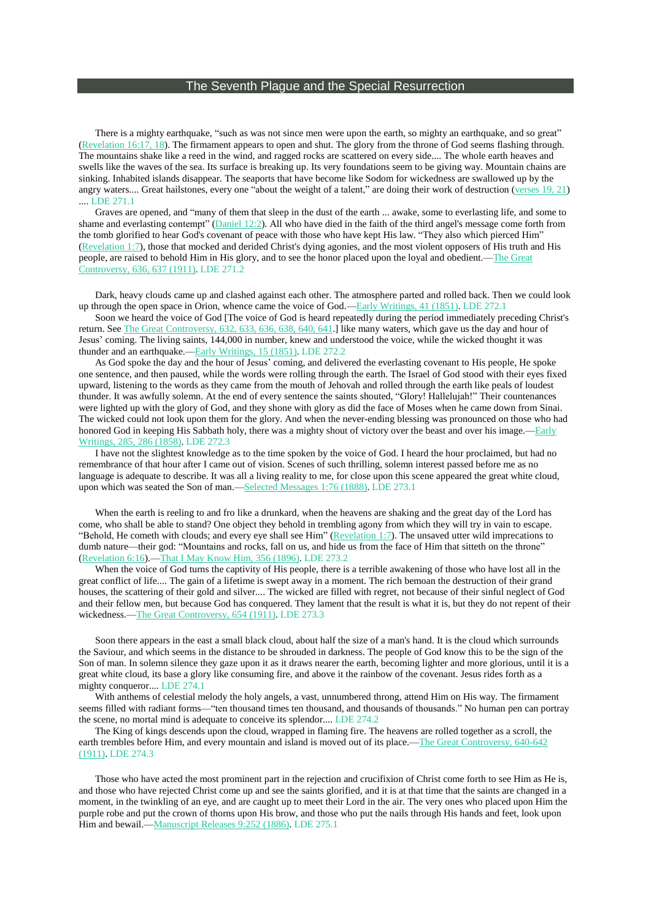# The Seventh Plague and the Special Resurrection

There is a mighty earthquake, "such as was not since men were upon the earth, so mighty an earthquake, and so great" (Revelation 16:17, 18). The firmament appears to open and shut. The glory from the throne of God seems flashing through. The mountains shake like a reed in the wind, and ragged rocks are scattered on every side.... The whole earth heaves and swells like the waves of the sea. Its surface is breaking up. Its very foundations seem to be giving way. Mountain chains are sinking. Inhabited islands disappear. The seaports that have become like Sodom for wickedness are swallowed up by the angry waters.... Great hailstones, every one "about the weight of a talent," are doing their work of destruction (verses 19, 21) .... LDE 271.1

Graves are opened, and "many of them that sleep in the dust of the earth ... awake, some to everlasting life, and some to shame and everlasting contempt" (Daniel 12:2). All who have died in the faith of the third angel's message come forth from the tomb glorified to hear God's covenant of peace with those who have kept His law. "They also which pierced Him" (Revelation 1:7), those that mocked and derided Christ's dying agonies, and the most violent opposers of His truth and His people, are raised to behold Him in His glory, and to see the honor placed upon the loyal and obedient.—The Great Controversy, 636, 637 (1911). LDE 271.2

Dark, heavy clouds came up and clashed against each other. The atmosphere parted and rolled back. Then we could look up through the open space in Orion, whence came the voice of God.—Early Writings, 41 (1851). LDE 272.1

Soon we heard the voice of God [The voice of God is heard repeatedly during the period immediately preceding Christ's return. See The Great Controversy, 632, 633, 636, 638, 640, 641.] like many waters, which gave us the day and hour of Jesus' coming. The living saints, 144,000 in number, knew and understood the voice, while the wicked thought it was thunder and an earthquake.—Early Writings, 15 (1851). LDE 272.2

As God spoke the day and the hour of Jesus' coming, and delivered the everlasting covenant to His people, He spoke one sentence, and then paused, while the words were rolling through the earth. The Israel of God stood with their eyes fixed upward, listening to the words as they came from the mouth of Jehovah and rolled through the earth like peals of loudest thunder. It was awfully solemn. At the end of every sentence the saints shouted, "Glory! Hallelujah!" Their countenances were lighted up with the glory of God, and they shone with glory as did the face of Moses when he came down from Sinai. The wicked could not look upon them for the glory. And when the never-ending blessing was pronounced on those who had honored God in keeping His Sabbath holy, there was a mighty shout of victory over the beast and over his image.—Early Writings, 285, 286 (1858). LDE 272.3

I have not the slightest knowledge as to the time spoken by the voice of God. I heard the hour proclaimed, but had no remembrance of that hour after I came out of vision. Scenes of such thrilling, solemn interest passed before me as no language is adequate to describe. It was all a living reality to me, for close upon this scene appeared the great white cloud, upon which was seated the Son of man.—Selected Messages 1:76 (1888). LDE 273.1

When the earth is reeling to and fro like a drunkard, when the heavens are shaking and the great day of the Lord has come, who shall be able to stand? One object they behold in trembling agony from which they will try in vain to escape. "Behold, He cometh with clouds; and every eye shall see Him" (Revelation 1:7). The unsaved utter wild imprecations to dumb nature—their god: "Mountains and rocks, fall on us, and hide us from the face of Him that sitteth on the throne" (Revelation 6:16).—That I May Know Him, 356 (1896). LDE 273.2

When the voice of God turns the captivity of His people, there is a terrible awakening of those who have lost all in the great conflict of life.... The gain of a lifetime is swept away in a moment. The rich bemoan the destruction of their grand houses, the scattering of their gold and silver.... The wicked are filled with regret, not because of their sinful neglect of God and their fellow men, but because God has conquered. They lament that the result is what it is, but they do not repent of their wickedness.—The Great Controversy, 654 (1911). LDE 273.3

Soon there appears in the east a small black cloud, about half the size of a man's hand. It is the cloud which surrounds the Saviour, and which seems in the distance to be shrouded in darkness. The people of God know this to be the sign of the Son of man. In solemn silence they gaze upon it as it draws nearer the earth, becoming lighter and more glorious, until it is a great white cloud, its base a glory like consuming fire, and above it the rainbow of the covenant. Jesus rides forth as a mighty conqueror.... LDE 274.1

With anthems of celestial melody the holy angels, a vast, unnumbered throng, attend Him on His way. The firmament seems filled with radiant forms—"ten thousand times ten thousand, and thousands of thousands." No human pen can portray the scene, no mortal mind is adequate to conceive its splendor.... LDE 274.2

The King of kings descends upon the cloud, wrapped in flaming fire. The heavens are rolled together as a scroll, the earth trembles before Him, and every mountain and island is moved out of its place.—The Great Controversy, 640-642 (1911). LDE 274.3

Those who have acted the most prominent part in the rejection and crucifixion of Christ come forth to see Him as He is, and those who have rejected Christ come up and see the saints glorified, and it is at that time that the saints are changed in a moment, in the twinkling of an eye, and are caught up to meet their Lord in the air. The very ones who placed upon Him the purple robe and put the crown of thorns upon His brow, and those who put the nails through His hands and feet, look upon Him and bewail.—Manuscript Releases 9:252 (1886). LDE 275.1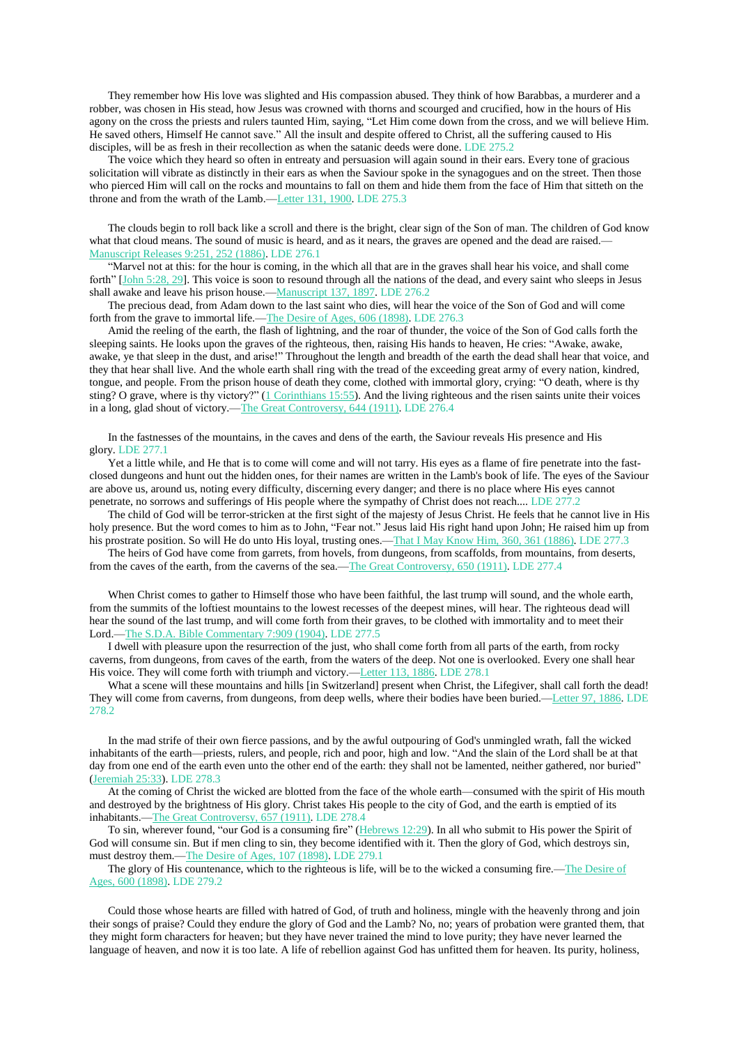They remember how His love was slighted and His compassion abused. They think of how Barabbas, a murderer and a robber, was chosen in His stead, how Jesus was crowned with thorns and scourged and crucified, how in the hours of His agony on the cross the priests and rulers taunted Him, saying, "Let Him come down from the cross, and we will believe Him. He saved others, Himself He cannot save." All the insult and despite offered to Christ, all the suffering caused to His disciples, will be as fresh in their recollection as when the satanic deeds were done. LDE 275.2

The voice which they heard so often in entreaty and persuasion will again sound in their ears. Every tone of gracious solicitation will vibrate as distinctly in their ears as when the Saviour spoke in the synagogues and on the street. Then those who pierced Him will call on the rocks and mountains to fall on them and hide them from the face of Him that sitteth on the throne and from the wrath of the Lamb.—Letter 131, 1900. LDE 275.3

The clouds begin to roll back like a scroll and there is the bright, clear sign of the Son of man. The children of God know what that cloud means. The sound of music is heard, and as it nears, the graves are opened and the dead are raised.—Manuscript Releases 9:251, 252 (1886). LDE 276.1

"Marvel not at this: for the hour is coming, in the which all that are in the graves shall hear his voice, and shall come forth" [John 5:28, 29]. This voice is soon to resound through all the nations of the dead, and every saint who sleeps in Jesus shall awake and leave his prison house.—Manuscript 137, 1897. LDE 276.2

The precious dead, from Adam down to the last saint who dies, will hear the voice of the Son of God and will come forth from the grave to immortal life.—The Desire of Ages, 606 (1898). LDE 276.3

Amid the reeling of the earth, the flash of lightning, and the roar of thunder, the voice of the Son of God calls forth the sleeping saints. He looks upon the graves of the righteous, then, raising His hands to heaven, He cries: "Awake, awake, awake, ye that sleep in the dust, and arise!" Throughout the length and breadth of the earth the dead shall hear that voice, and they that hear shall live. And the whole earth shall ring with the tread of the exceeding great army of every nation, kindred, tongue, and people. From the prison house of death they come, clothed with immortal glory, crying: "O death, where is thy sting? O grave, where is thy victory?" (1 Corinthians 15:55). And the living righteous and the risen saints unite their voices in a long, glad shout of victory.—The Great Controversy, 644 (1911). LDE 276.4

In the fastnesses of the mountains, in the caves and dens of the earth, the Saviour reveals His presence and His glory. LDE 277.1

Yet a little while, and He that is to come will come and will not tarry. His eyes as a flame of fire penetrate into the fast-closed dungeons and hunt out the hidden ones, for their names are written in the Lamb's book of life. The eyes of the Saviour are above us, around us, noting every difficulty, discerning every danger; and there is no place where His eyes cannot penetrate, no sorrows and sufferings of His people where the sympathy of Christ does not reach.... LDE 277.2

The child of God will be terror-stricken at the first sight of the majesty of Jesus Christ. He feels that he cannot live in His holy presence. But the word comes to him as to John, "Fear not." Jesus laid His right hand upon John; He raised him up from his prostrate position. So will He do unto His loyal, trusting ones.—That I May Know Him, 360, 361 (1886). LDE 277.3

The heirs of God have come from garrets, from hovels, from dungeons, from scaffolds, from mountains, from deserts, from the caves of the earth, from the caverns of the sea.—The Great Controversy, 650 (1911). LDE 277.4

When Christ comes to gather to Himself those who have been faithful, the last trump will sound, and the whole earth, from the summits of the loftiest mountains to the lowest recesses of the deepest mines, will hear. The righteous dead will hear the sound of the last trump, and will come forth from their graves, to be clothed with immortality and to meet their Lord.—The S.D.A. Bible Commentary 7:909 (1904). LDE 277.5

I dwell with pleasure upon the resurrection of the just, who shall come forth from all parts of the earth, from rocky caverns, from dungeons, from caves of the earth, from the waters of the deep. Not one is overlooked. Every one shall hear His voice. They will come forth with triumph and victory.—Letter 113, 1886. LDE 278.1

What a scene will these mountains and hills [in Switzerland] present when Christ, the Lifegiver, shall call forth the dead! They will come from caverns, from dungeons, from deep wells, where their bodies have been buried.—Letter 97, 1886. LDE 278.2

In the mad strife of their own fierce passions, and by the awful outpouring of God's unmingled wrath, fall the wicked inhabitants of the earth—priests, rulers, and people, rich and poor, high and low. "And the slain of the Lord shall be at that day from one end of the earth even unto the other end of the earth: they shall not be lamented, neither gathered, nor buried" (Jeremiah 25:33). LDE 278.3

At the coming of Christ the wicked are blotted from the face of the whole earth—consumed with the spirit of His mouth and destroyed by the brightness of His glory. Christ takes His people to the city of God, and the earth is emptied of its inhabitants.—The Great Controversy, 657 (1911). LDE 278.4

To sin, wherever found, "our God is a consuming fire" (Hebrews 12:29). In all who submit to His power the Spirit of God will consume sin. But if men cling to sin, they become identified with it. Then the glory of God, which destroys sin, must destroy them.—The Desire of Ages, 107 (1898). LDE 279.1

The glory of His countenance, which to the righteous is life, will be to the wicked a consuming fire.—The Desire of Ages, 600 (1898). LDE 279.2

Could those whose hearts are filled with hatred of God, of truth and holiness, mingle with the heavenly throng and join their songs of praise? Could they endure the glory of God and the Lamb? No, no; years of probation were granted them, that they might form characters for heaven; but they have never trained the mind to love purity; they have never learned the language of heaven, and now it is too late. A life of rebellion against God has unfitted them for heaven. Its purity, holiness,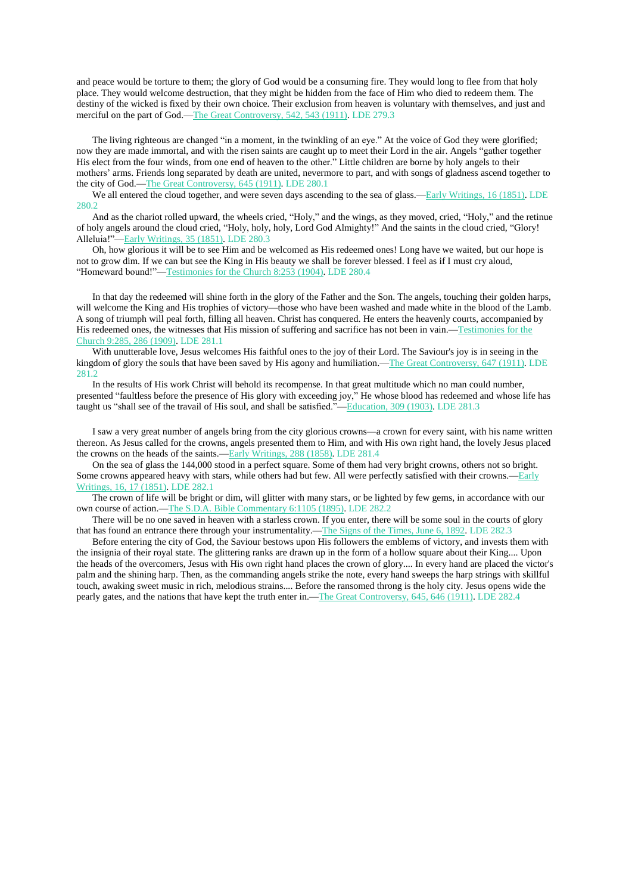and peace would be torture to them; the glory of God would be a consuming fire. They would long to flee from that holy place. They would welcome destruction, that they might be hidden from the face of Him who died to redeem them. The destiny of the wicked is fixed by their own choice. Their exclusion from heaven is voluntary with themselves, and just and merciful on the part of God.—The Great Controversy, 542, 543 (1911). LDE 279.3

The living righteous are changed "in a moment, in the twinkling of an eye." At the voice of God they were glorified; now they are made immortal, and with the risen saints are caught up to meet their Lord in the air. Angels "gather together His elect from the four winds, from one end of heaven to the other." Little children are borne by holy angels to their mothers' arms. Friends long separated by death are united, nevermore to part, and with songs of gladness ascend together to the city of God.—The Great Controversy, 645 (1911). LDE 280.1

We all entered the cloud together, and were seven days ascending to the sea of glass.—Early Writings, 16 (1851). LDE 280.2

And as the chariot rolled upward, the wheels cried, "Holy," and the wings, as they moved, cried, "Holy," and the retinue of holy angels around the cloud cried, "Holy, holy, holy, Lord God Almighty!" And the saints in the cloud cried, "Glory! Alleluia!"—Early Writings, 35 (1851). LDE 280.3

Oh, how glorious it will be to see Him and be welcomed as His redeemed ones! Long have we waited, but our hope is not to grow dim. If we can but see the King in His beauty we shall be forever blessed. I feel as if I must cry aloud, "Homeward bound!"—Testimonies for the Church 8:253 (1904). LDE 280.4

In that day the redeemed will shine forth in the glory of the Father and the Son. The angels, touching their golden harps, will welcome the King and His trophies of victory—those who have been washed and made white in the blood of the Lamb. A song of triumph will peal forth, filling all heaven. Christ has conquered. He enters the heavenly courts, accompanied by His redeemed ones, the witnesses that His mission of suffering and sacrifice has not been in vain.—Testimonies for the Church 9:285, 286 (1909). LDE 281.1

With unutterable love, Jesus welcomes His faithful ones to the joy of their Lord. The Saviour's joy is in seeing in the kingdom of glory the souls that have been saved by His agony and humiliation.—The Great Controversy, 647 (1911). LDE 281.2

In the results of His work Christ will behold its recompense. In that great multitude which no man could number, presented "faultless before the presence of His glory with exceeding joy," He whose blood has redeemed and whose life has taught us "shall see of the travail of His soul, and shall be satisfied."—Education, 309 (1903). LDE 281.3

I saw a very great number of angels bring from the city glorious crowns—a crown for every saint, with his name written thereon. As Jesus called for the crowns, angels presented them to Him, and with His own right hand, the lovely Jesus placed the crowns on the heads of the saints.—Early Writings, 288 (1858). LDE 281.4

On the sea of glass the 144,000 stood in a perfect square. Some of them had very bright crowns, others not so bright. Some crowns appeared heavy with stars, while others had but few. All were perfectly satisfied with their crowns.—Early Writings, 16, 17 (1851). LDE 282.1

The crown of life will be bright or dim, will glitter with many stars, or be lighted by few gems, in accordance with our own course of action.—The S.D.A. Bible Commentary 6:1105 (1895). LDE 282.2

There will be no one saved in heaven with a starless crown. If you enter, there will be some soul in the courts of glory that has found an entrance there through your instrumentality.—The Signs of the Times, June 6, 1892. LDE 282.3

Before entering the city of God, the Saviour bestows upon His followers the emblems of victory, and invests them with the insignia of their royal state. The glittering ranks are drawn up in the form of a hollow square about their King.... Upon the heads of the overcomers, Jesus with His own right hand places the crown of glory.... In every hand are placed the victor's palm and the shining harp. Then, as the commanding angels strike the note, every hand sweeps the harp strings with skillful touch, awaking sweet music in rich, melodious strains.... Before the ransomed throng is the holy city. Jesus opens wide the pearly gates, and the nations that have kept the truth enter in.—The Great Controversy, 645, 646 (1911). LDE 282.4